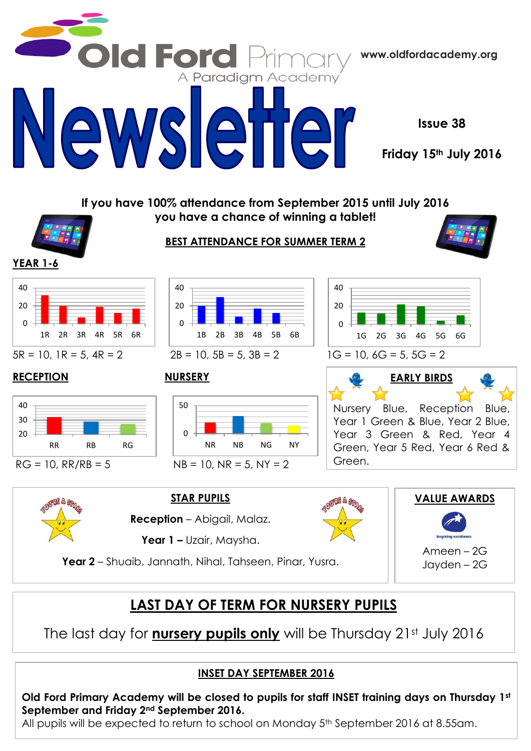# Old Ford Primary

A Paradigm Academy

www.oldfordacademy.org

# Newsletter

**Issue 38**

**Friday 15th July 2016**

**If you have 100% attendance from September 2015 until July 2016 you have a chance of winning a tablet!**

## BEST ATTENDANCE FOR SUMMER TERM 2

### YEAR 1-6

5R = 10, 1R = 5, 4R = 2

2B = 10, 5B = 5, 3B = 2

1G = 10, 6G = 5, 5G = 2

### RECEPTION

RG = 10, RR/RB = 5

### NURSERY

NB = 10, NR = 5, NY = 2

### EARLY BIRDS

Nursery Blue, Reception Blue, Year 1 Green & Blue, Year 2 Blue, Year 3 Green & Red, Year 4 Green, Year 5 Red, Year 6 Red & Green.

### STAR PUPILS

**Reception** – Abigail, Malaz.

**Year 1 –** Uzair, Maysha.

**Year 2** – Shuaib, Jannath, Nihal, Tahseen, Pinar, Yusra.

### VALUE AWARDS

Ameen – 2G

Jayden – 2G

## LAST DAY OF TERM FOR NURSERY PUPILS

The last day for **nursery pupils only** will be Thursday 21st July 2016

## INSET DAY SEPTEMBER 2016

**Old Ford Primary Academy will be closed to pupils for staff INSET training days on Thursday 1st September and Friday 2nd September 2016.**

All pupils will be expected to return to school on Monday 5th September 2016 at 8.55am.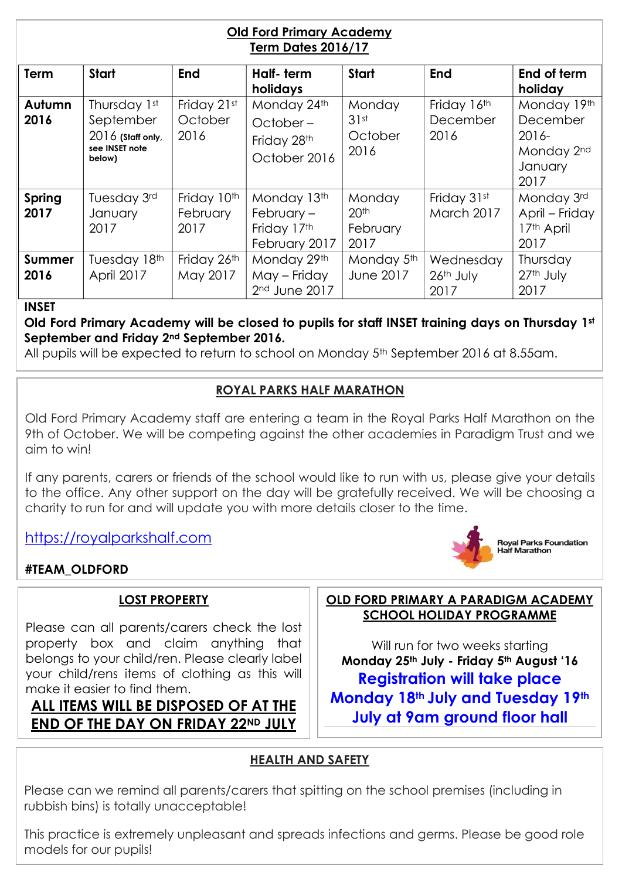## Old Ford Primary Academy
## Term Dates 2016/17

| Term | Start | End | Half- term holidays | Start | End | End of term holiday |
|---|---|---|---|---|---|---|
| **Autumn 2016** | Thursday 1st September 2016 **(Staff only, see INSET note below)** | Friday 21st October 2016 | Monday 24th October – Friday 28th October 2016 | Monday 31st October 2016 | Friday 16th December 2016 | Monday 19th December 2016- Monday 2nd January 2017 |
| **Spring 2017** | Tuesday 3rd January 2017 | Friday 10th February 2017 | Monday 13th February – Friday 17th February 2017 | Monday 20th February 2017 | Friday 31st March 2017 | Monday 3rd April – Friday 17th April 2017 |
| **Summer 2016** | Tuesday 18th April 2017 | Friday 26th May 2017 | Monday 29th May – Friday 2nd June 2017 | Monday 5th June 2017 | Wednesday 26th July 2017 | Thursday 27th July 2017 |

**INSET**

**Old Ford Primary Academy will be closed to pupils for staff INSET training days on Thursday 1st September and Friday 2nd September 2016.**

All pupils will be expected to return to school on Monday 5th September 2016 at 8.55am.

## ROYAL PARKS HALF MARATHON

Old Ford Primary Academy staff are entering a team in the Royal Parks Half Marathon on the 9th of October. We will be competing against the other academies in Paradigm Trust and we aim to win!

If any parents, carers or friends of the school would like to run with us, please give your details to the office. Any other support on the day will be gratefully received. We will be choosing a charity to run for and will update you with more details closer to the time.

https://royalparkshalf.com

Royal Parks Foundation Half Marathon

**#TEAM_OLDFORD**

## LOST PROPERTY

Please can all parents/carers check the lost property box and claim anything that belongs to your child/ren. Please clearly label your child/rens items of clothing as this will make it easier to find them.

**ALL ITEMS WILL BE DISPOSED OF AT THE END OF THE DAY ON FRIDAY 22ND JULY**

## OLD FORD PRIMARY A PARADIGM ACADEMY SCHOOL HOLIDAY PROGRAMME

Will run for two weeks starting

**Monday 25th July - Friday 5th August '16**

**Registration will take place Monday 18th July and Tuesday 19th July at 9am ground floor hall**

## HEALTH AND SAFETY

Please can we remind all parents/carers that spitting on the school premises (including in rubbish bins) is totally unacceptable!

This practice is extremely unpleasant and spreads infections and germs. Please be good role models for our pupils!